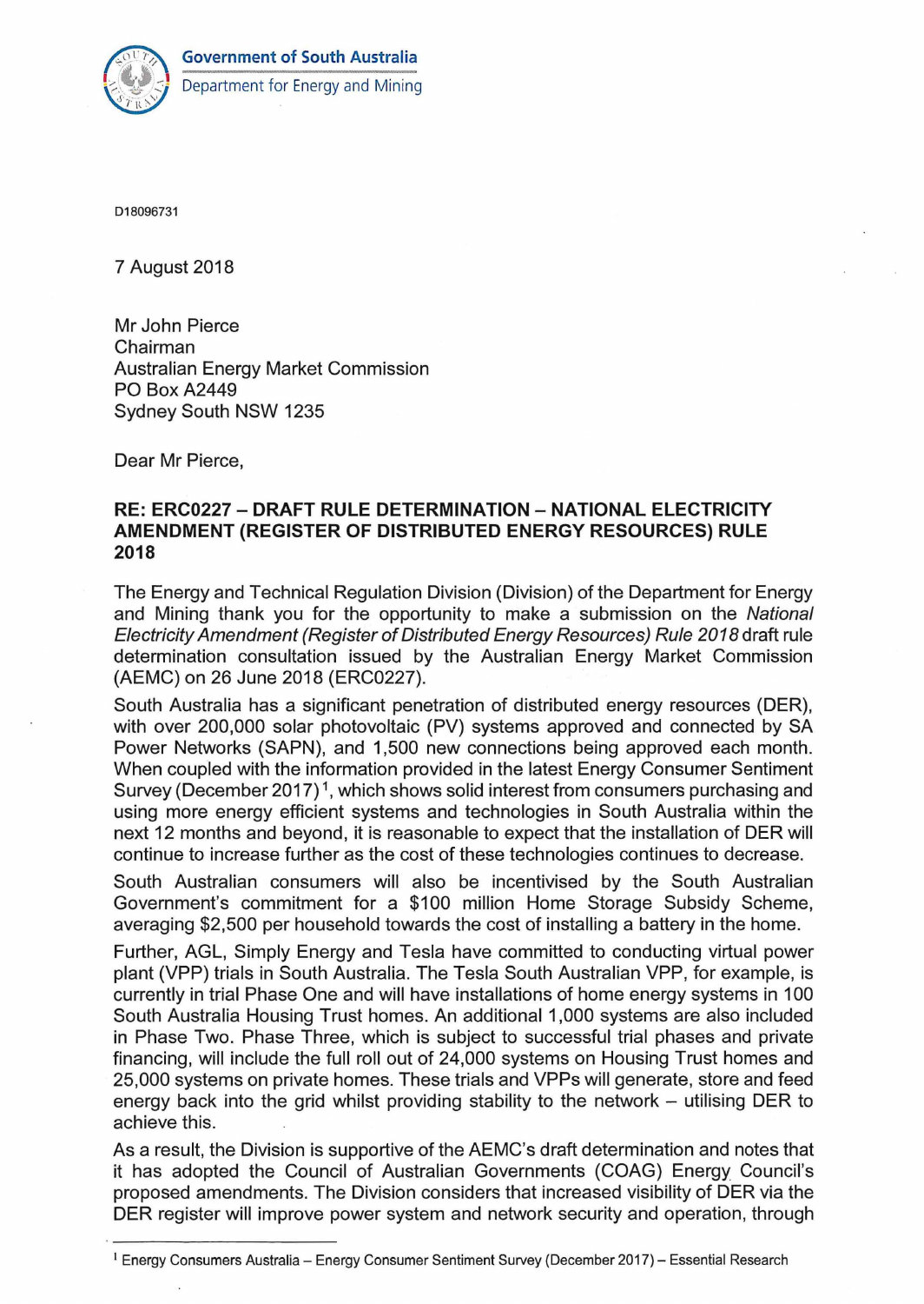**Government of South Australia**
Department for Energy and Mining

D18096731

7 August 2018

Mr John Pierce
Chairman
Australian Energy Market Commission
PO Box A2449
Sydney South NSW 1235

Dear Mr Pierce,

**RE: ERC0227 – DRAFT RULE DETERMINATION – NATIONAL ELECTRICITY AMENDMENT (REGISTER OF DISTRIBUTED ENERGY RESOURCES) RULE 2018**

The Energy and Technical Regulation Division (Division) of the Department for Energy and Mining thank you for the opportunity to make a submission on the *National Electricity Amendment (Register of Distributed Energy Resources) Rule 2018* draft rule determination consultation issued by the Australian Energy Market Commission (AEMC) on 26 June 2018 (ERC0227).

South Australia has a significant penetration of distributed energy resources (DER), with over 200,000 solar photovoltaic (PV) systems approved and connected by SA Power Networks (SAPN), and 1,500 new connections being approved each month. When coupled with the information provided in the latest Energy Consumer Sentiment Survey (December 2017) [1], which shows solid interest from consumers purchasing and using more energy efficient systems and technologies in South Australia within the next 12 months and beyond, it is reasonable to expect that the installation of DER will continue to increase further as the cost of these technologies continues to decrease.

South Australian consumers will also be incentivised by the South Australian Government's commitment for a $100 million Home Storage Subsidy Scheme, averaging $2,500 per household towards the cost of installing a battery in the home.

Further, AGL, Simply Energy and Tesla have committed to conducting virtual power plant (VPP) trials in South Australia. The Tesla South Australian VPP, for example, is currently in trial Phase One and will have installations of home energy systems in 100 South Australia Housing Trust homes. An additional 1,000 systems are also included in Phase Two. Phase Three, which is subject to successful trial phases and private financing, will include the full roll out of 24,000 systems on Housing Trust homes and 25,000 systems on private homes. These trials and VPPs will generate, store and feed energy back into the grid whilst providing stability to the network – utilising DER to achieve this.

As a result, the Division is supportive of the AEMC's draft determination and notes that it has adopted the Council of Australian Governments (COAG) Energy Council's proposed amendments. The Division considers that increased visibility of DER via the DER register will improve power system and network security and operation, through

[1] Energy Consumers Australia – Energy Consumer Sentiment Survey (December 2017) – Essential Research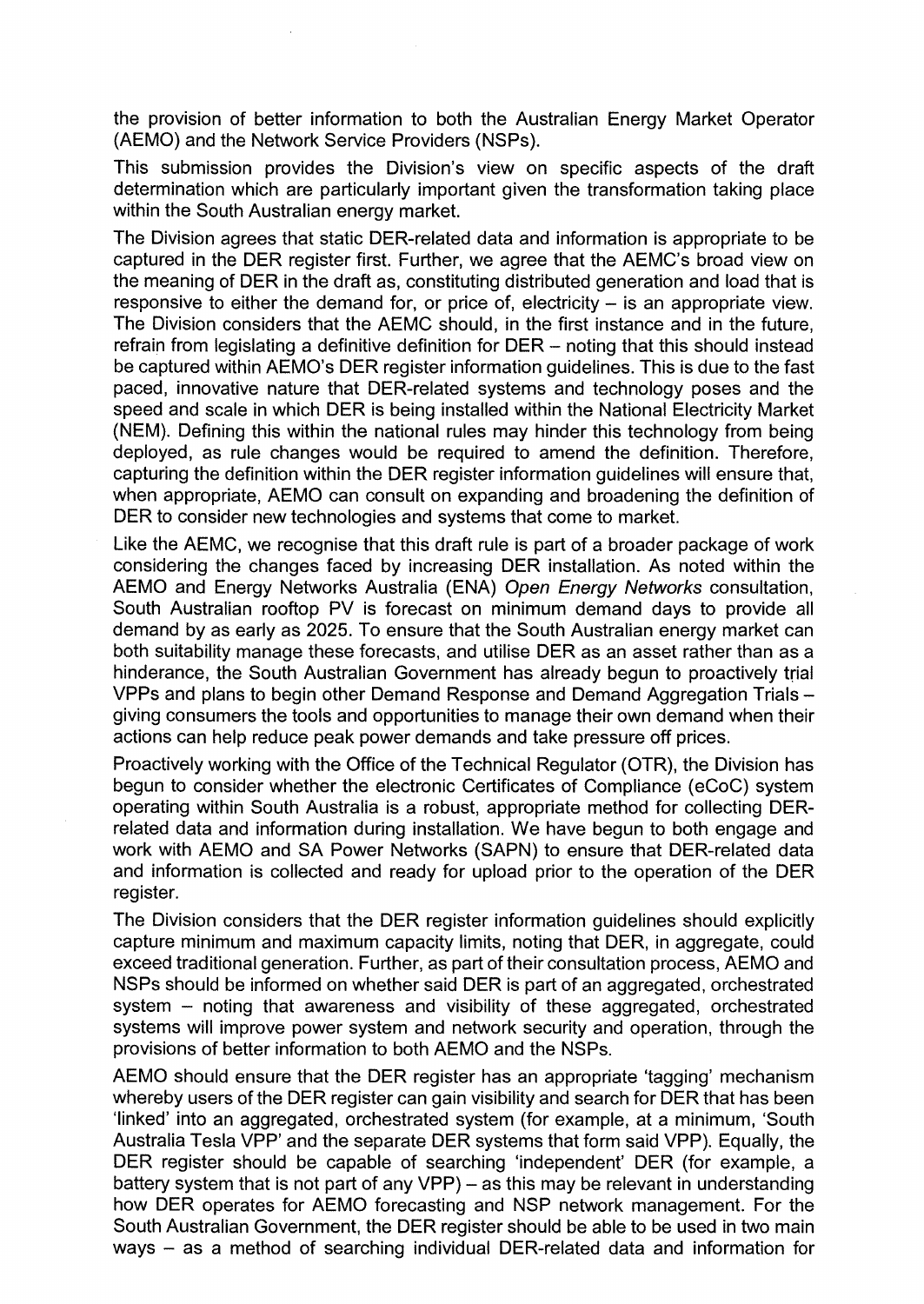the provision of better information to both the Australian Energy Market Operator (AEMO) and the Network Service Providers (NSPs).

This submission provides the Division's view on specific aspects of the draft determination which are particularly important given the transformation taking place within the South Australian energy market.

The Division agrees that static DER-related data and information is appropriate to be captured in the DER register first. Further, we agree that the AEMC's broad view on the meaning of DER in the draft as, constituting distributed generation and load that is responsive to either the demand for, or price of, electricity – is an appropriate view. The Division considers that the AEMC should, in the first instance and in the future, refrain from legislating a definitive definition for DER – noting that this should instead be captured within AEMO's DER register information guidelines. This is due to the fast paced, innovative nature that DER-related systems and technology poses and the speed and scale in which DER is being installed within the National Electricity Market (NEM). Defining this within the national rules may hinder this technology from being deployed, as rule changes would be required to amend the definition. Therefore, capturing the definition within the DER register information guidelines will ensure that, when appropriate, AEMO can consult on expanding and broadening the definition of DER to consider new technologies and systems that come to market.

Like the AEMC, we recognise that this draft rule is part of a broader package of work considering the changes faced by increasing DER installation. As noted within the AEMO and Energy Networks Australia (ENA) *Open Energy Networks* consultation, South Australian rooftop PV is forecast on minimum demand days to provide all demand by as early as 2025. To ensure that the South Australian energy market can both suitability manage these forecasts, and utilise DER as an asset rather than as a hinderance, the South Australian Government has already begun to proactively trial VPPs and plans to begin other Demand Response and Demand Aggregation Trials – giving consumers the tools and opportunities to manage their own demand when their actions can help reduce peak power demands and take pressure off prices.

Proactively working with the Office of the Technical Regulator (OTR), the Division has begun to consider whether the electronic Certificates of Compliance (eCoC) system operating within South Australia is a robust, appropriate method for collecting DER-related data and information during installation. We have begun to both engage and work with AEMO and SA Power Networks (SAPN) to ensure that DER-related data and information is collected and ready for upload prior to the operation of the DER register.

The Division considers that the DER register information guidelines should explicitly capture minimum and maximum capacity limits, noting that DER, in aggregate, could exceed traditional generation. Further, as part of their consultation process, AEMO and NSPs should be informed on whether said DER is part of an aggregated, orchestrated system – noting that awareness and visibility of these aggregated, orchestrated systems will improve power system and network security and operation, through the provisions of better information to both AEMO and the NSPs.

AEMO should ensure that the DER register has an appropriate 'tagging' mechanism whereby users of the DER register can gain visibility and search for DER that has been 'linked' into an aggregated, orchestrated system (for example, at a minimum, 'South Australia Tesla VPP' and the separate DER systems that form said VPP). Equally, the DER register should be capable of searching 'independent' DER (for example, a battery system that is not part of any VPP) – as this may be relevant in understanding how DER operates for AEMO forecasting and NSP network management. For the South Australian Government, the DER register should be able to be used in two main ways – as a method of searching individual DER-related data and information for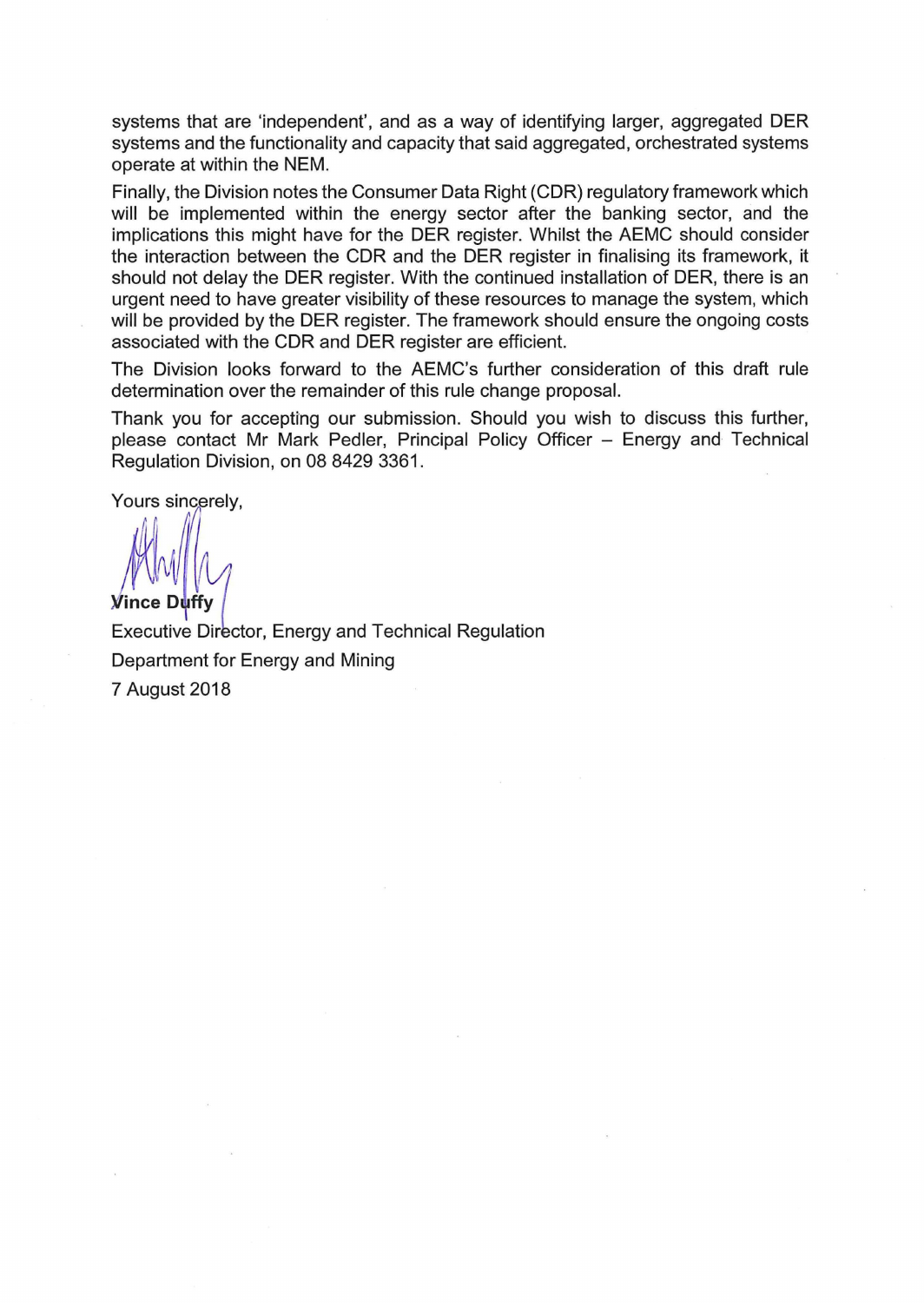systems that are 'independent', and as a way of identifying larger, aggregated DER systems and the functionality and capacity that said aggregated, orchestrated systems operate at within the NEM.

Finally, the Division notes the Consumer Data Right (CDR) regulatory framework which will be implemented within the energy sector after the banking sector, and the implications this might have for the DER register. Whilst the AEMC should consider the interaction between the CDR and the DER register in finalising its framework, it should not delay the DER register. With the continued installation of DER, there is an urgent need to have greater visibility of these resources to manage the system, which will be provided by the DER register. The framework should ensure the ongoing costs associated with the CDR and DER register are efficient.

The Division looks forward to the AEMC's further consideration of this draft rule determination over the remainder of this rule change proposal.

Thank you for accepting our submission. Should you wish to discuss this further, please contact Mr Mark Pedler, Principal Policy Officer – Energy and Technical Regulation Division, on 08 8429 3361.

Yours sincerely,

**Vince Duffy**
Executive Director, Energy and Technical Regulation
Department for Energy and Mining
7 August 2018